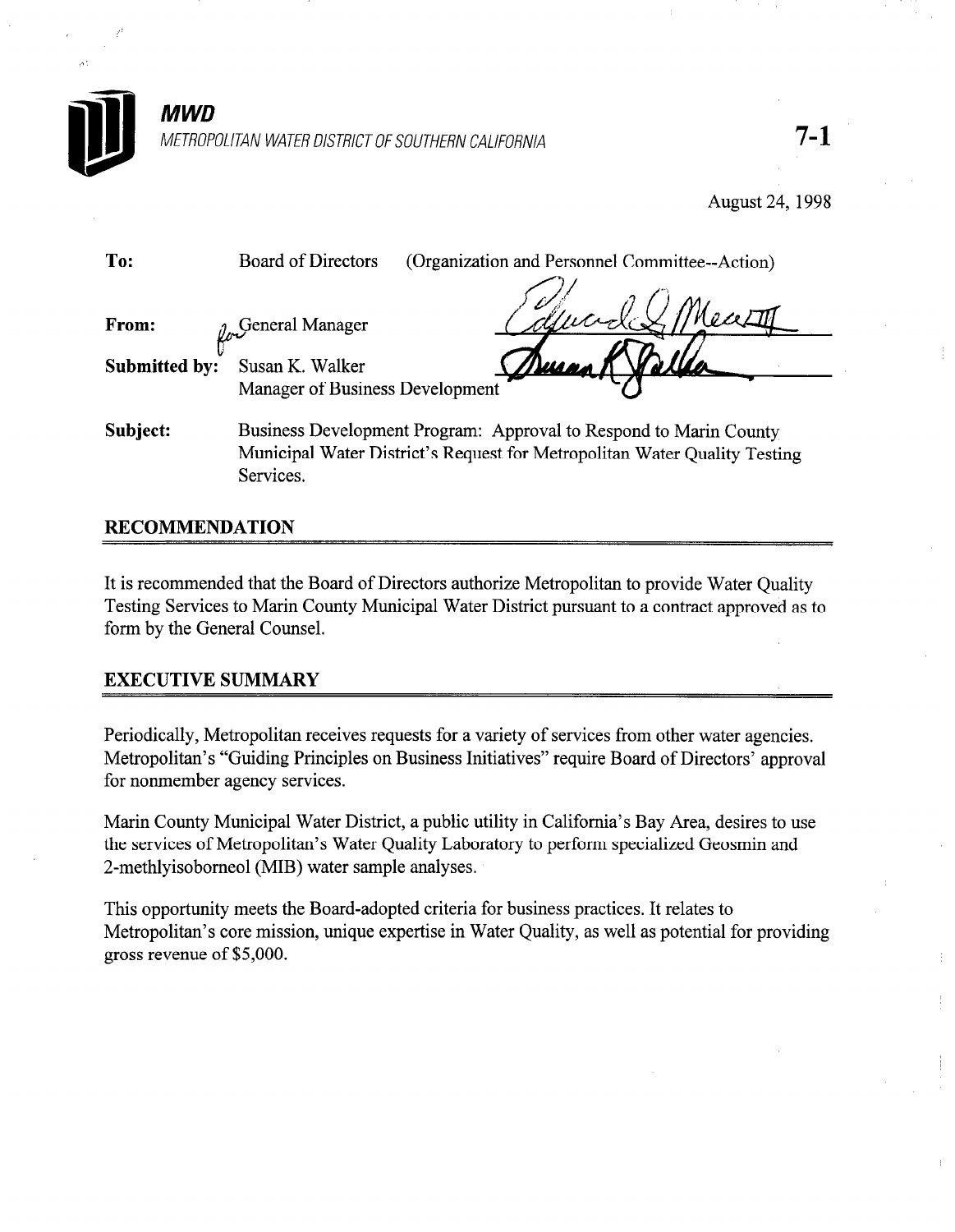**MWD**

METROPOLITAN WATER DISTRICT OF SOUTHERN CALIFORNIA

7-1

August 24, 1998

**To:** Board of Directors (Organization and Personnel Committee--Action)

**From:** for General Manager

**Submitted by:** Susan K. Walker
Manager of Business Development

**Subject:** Business Development Program: Approval to Respond to Marin County Municipal Water District's Request for Metropolitan Water Quality Testing Services.

## RECOMMENDATION

It is recommended that the Board of Directors authorize Metropolitan to provide Water Quality Testing Services to Marin County Municipal Water District pursuant to a contract approved as to form by the General Counsel.

## EXECUTIVE SUMMARY

Periodically, Metropolitan receives requests for a variety of services from other water agencies. Metropolitan's "Guiding Principles on Business Initiatives" require Board of Directors' approval for nonmember agency services.

Marin County Municipal Water District, a public utility in California's Bay Area, desires to use the services of Metropolitan's Water Quality Laboratory to perform specialized Geosmin and 2-methlyisoborneol (MIB) water sample analyses.

This opportunity meets the Board-adopted criteria for business practices. It relates to Metropolitan's core mission, unique expertise in Water Quality, as well as potential for providing gross revenue of $5,000.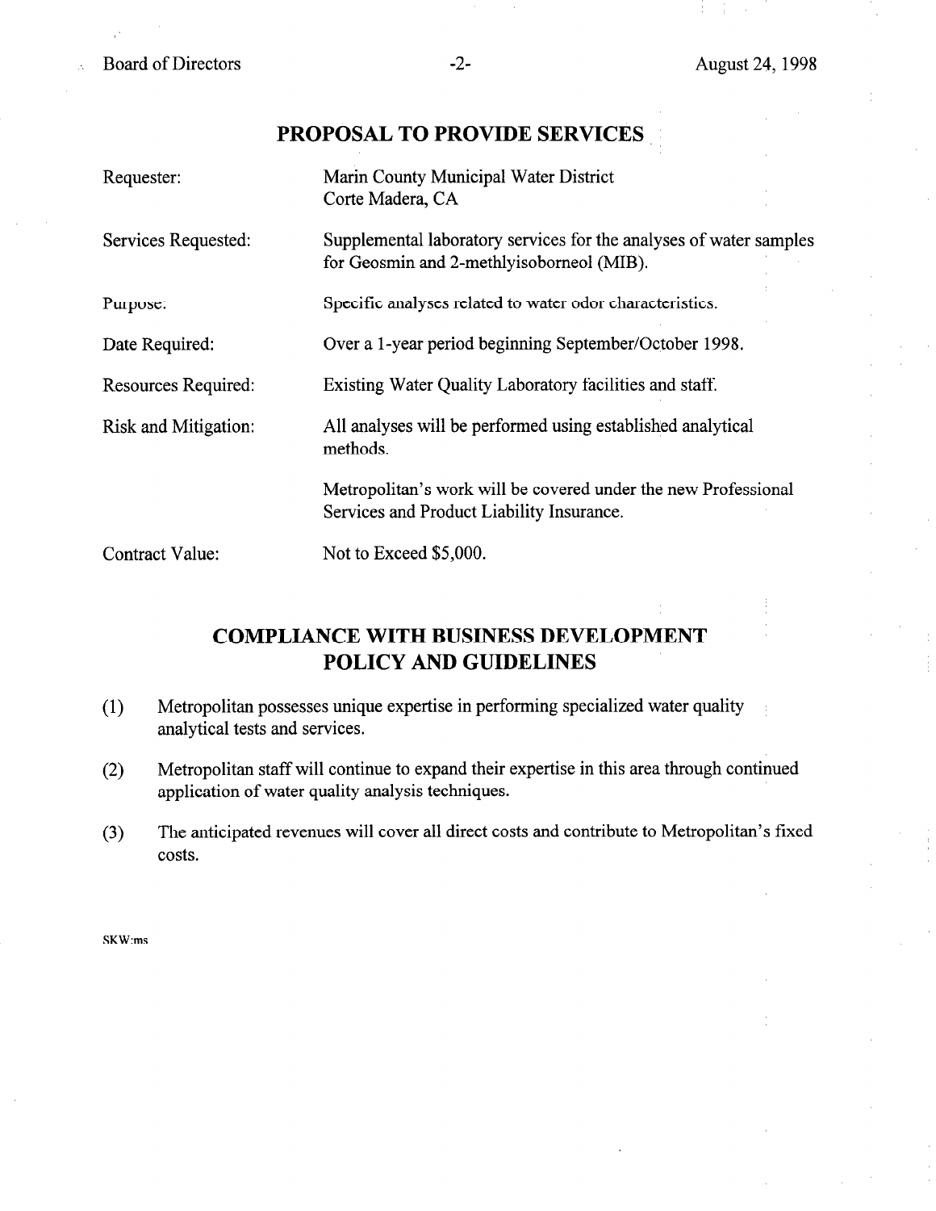## PROPOSAL TO PROVIDE SERVICES

| | |
|---|---|
| Requester: | Marin County Municipal Water District<br>Corte Madera, CA |
| Services Requested: | Supplemental laboratory services for the analyses of water samples for Geosmin and 2-methlyisoborneol (MIB). |
| Purpose: | Specific analyses related to water odor characteristics. |
| Date Required: | Over a 1-year period beginning September/October 1998. |
| Resources Required: | Existing Water Quality Laboratory facilities and staff. |
| Risk and Mitigation: | All analyses will be performed using established analytical methods.<br><br>Metropolitan's work will be covered under the new Professional Services and Product Liability Insurance. |
| Contract Value: | Not to Exceed $5,000. |

## COMPLIANCE WITH BUSINESS DEVELOPMENT POLICY AND GUIDELINES

(1) Metropolitan possesses unique expertise in performing specialized water quality analytical tests and services.

(2) Metropolitan staff will continue to expand their expertise in this area through continued application of water quality analysis techniques.

(3) The anticipated revenues will cover all direct costs and contribute to Metropolitan's fixed costs.

SKW:ms